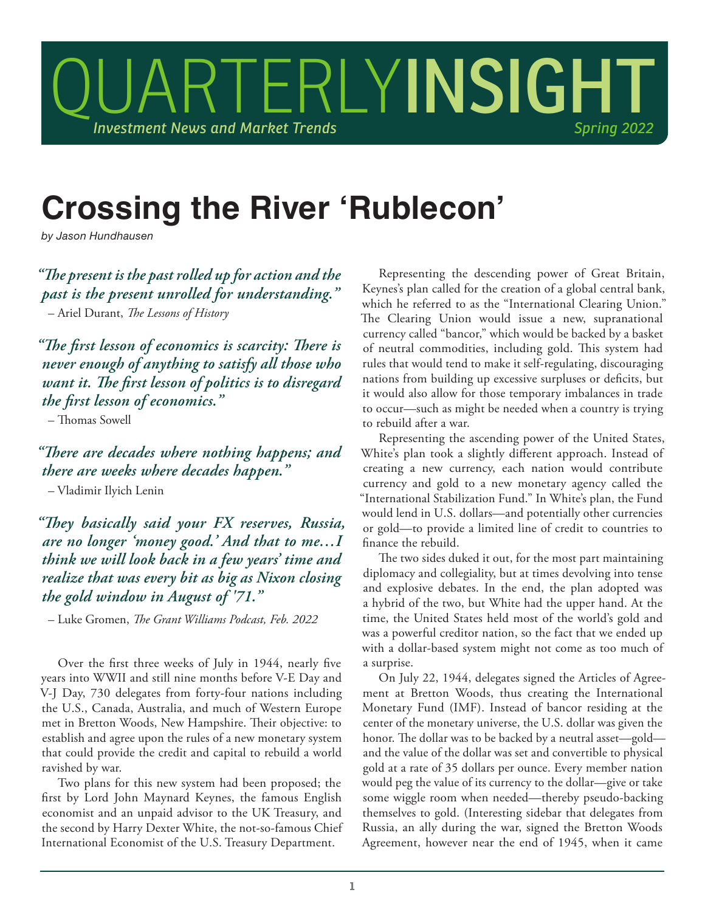# QUARTERLYINSIGHT

*Investment News and Market Trends* — *Spring 2022*

# Crossing the River 'Rublecon'

*by Jason Hundhausen*

***"The present is the past rolled up for action and the past is the present unrolled for understanding."***

– Ariel Durant, *The Lessons of History*

***"The first lesson of economics is scarcity: There is never enough of anything to satisfy all those who want it. The first lesson of politics is to disregard the first lesson of economics."***

– Thomas Sowell

***"There are decades where nothing happens; and there are weeks where decades happen."***

– Vladimir Ilyich Lenin

***"They basically said your FX reserves, Russia, are no longer 'money good.' And that to me…I think we will look back in a few years' time and realize that was every bit as big as Nixon closing the gold window in August of '71."***

– Luke Gromen, *The Grant Williams Podcast, Feb. 2022*

Over the first three weeks of July in 1944, nearly five years into WWII and still nine months before V-E Day and V-J Day, 730 delegates from forty-four nations including the U.S., Canada, Australia, and much of Western Europe met in Bretton Woods, New Hampshire. Their objective: to establish and agree upon the rules of a new monetary system that could provide the credit and capital to rebuild a world ravished by war.

Two plans for this new system had been proposed; the first by Lord John Maynard Keynes, the famous English economist and an unpaid advisor to the UK Treasury, and the second by Harry Dexter White, the not-so-famous Chief International Economist of the U.S. Treasury Department.

Representing the descending power of Great Britain, Keynes's plan called for the creation of a global central bank, which he referred to as the "International Clearing Union." The Clearing Union would issue a new, supranational currency called "bancor," which would be backed by a basket of neutral commodities, including gold. This system had rules that would tend to make it self-regulating, discouraging nations from building up excessive surpluses or deficits, but it would also allow for those temporary imbalances in trade to occur—such as might be needed when a country is trying to rebuild after a war.

Representing the ascending power of the United States, White's plan took a slightly different approach. Instead of creating a new currency, each nation would contribute currency and gold to a new monetary agency called the "International Stabilization Fund." In White's plan, the Fund would lend in U.S. dollars—and potentially other currencies or gold—to provide a limited line of credit to countries to finance the rebuild.

The two sides duked it out, for the most part maintaining diplomacy and collegiality, but at times devolving into tense and explosive debates. In the end, the plan adopted was a hybrid of the two, but White had the upper hand. At the time, the United States held most of the world's gold and was a powerful creditor nation, so the fact that we ended up with a dollar-based system might not come as too much of a surprise.

On July 22, 1944, delegates signed the Articles of Agreement at Bretton Woods, thus creating the International Monetary Fund (IMF). Instead of bancor residing at the center of the monetary universe, the U.S. dollar was given the honor. The dollar was to be backed by a neutral asset—gold—and the value of the dollar was set and convertible to physical gold at a rate of 35 dollars per ounce. Every member nation would peg the value of its currency to the dollar—give or take some wiggle room when needed—thereby pseudo-backing themselves to gold. (Interesting sidebar that delegates from Russia, an ally during the war, signed the Bretton Woods Agreement, however near the end of 1945, when it came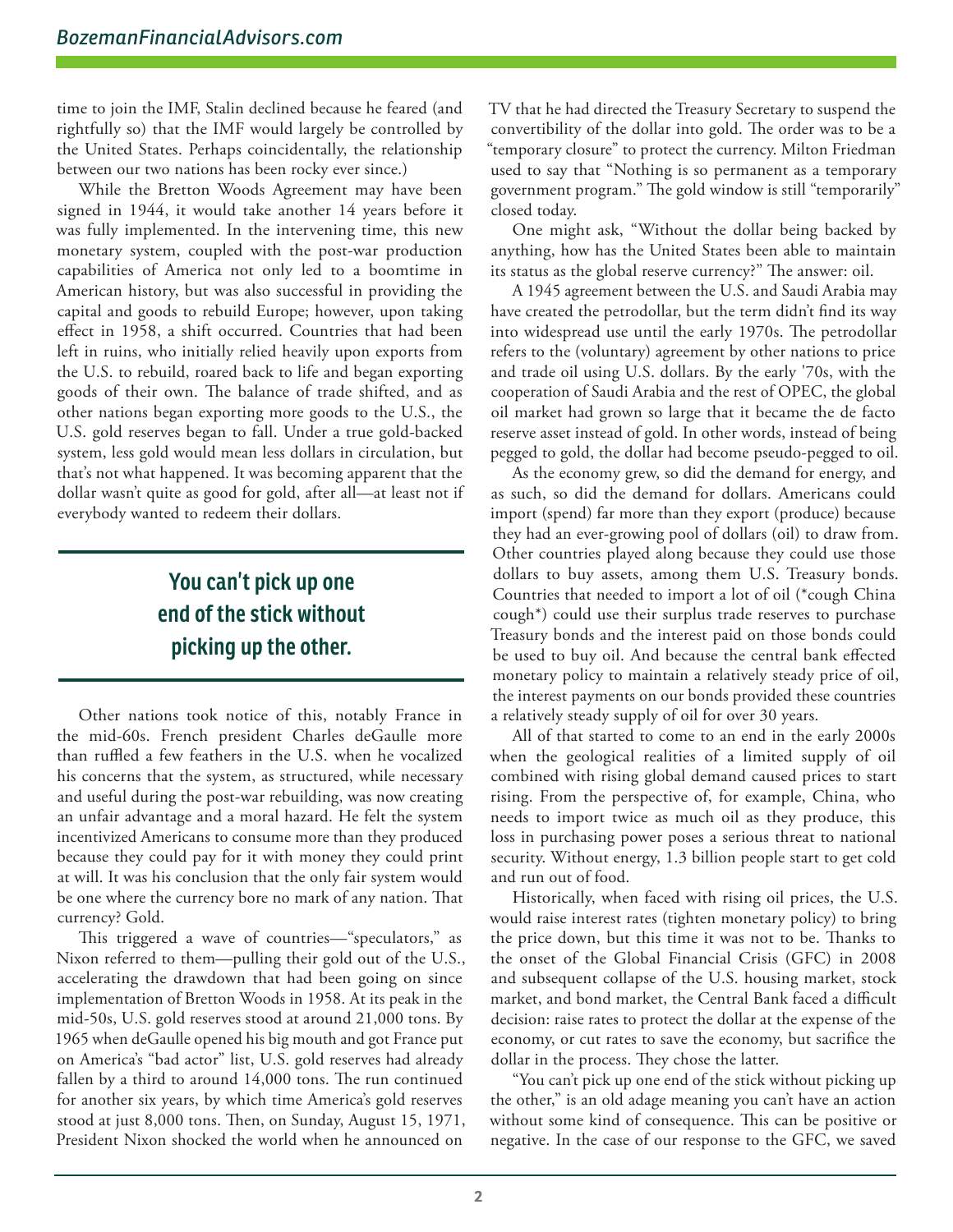time to join the IMF, Stalin declined because he feared (and rightfully so) that the IMF would largely be controlled by the United States. Perhaps coincidentally, the relationship between our two nations has been rocky ever since.)

While the Bretton Woods Agreement may have been signed in 1944, it would take another 14 years before it was fully implemented. In the intervening time, this new monetary system, coupled with the post-war production capabilities of America not only led to a boomtime in American history, but was also successful in providing the capital and goods to rebuild Europe; however, upon taking effect in 1958, a shift occurred. Countries that had been left in ruins, who initially relied heavily upon exports from the U.S. to rebuild, roared back to life and began exporting goods of their own. The balance of trade shifted, and as other nations began exporting more goods to the U.S., the U.S. gold reserves began to fall. Under a true gold-backed system, less gold would mean less dollars in circulation, but that's not what happened. It was becoming apparent that the dollar wasn't quite as good for gold, after all—at least not if everybody wanted to redeem their dollars.

> **You can't pick up one end of the stick without picking up the other.**

Other nations took notice of this, notably France in the mid-60s. French president Charles deGaulle more than ruffled a few feathers in the U.S. when he vocalized his concerns that the system, as structured, while necessary and useful during the post-war rebuilding, was now creating an unfair advantage and a moral hazard. He felt the system incentivized Americans to consume more than they produced because they could pay for it with money they could print at will. It was his conclusion that the only fair system would be one where the currency bore no mark of any nation. That currency? Gold.

This triggered a wave of countries—"speculators," as Nixon referred to them—pulling their gold out of the U.S., accelerating the drawdown that had been going on since implementation of Bretton Woods in 1958. At its peak in the mid-50s, U.S. gold reserves stood at around 21,000 tons. By 1965 when deGaulle opened his big mouth and got France put on America's "bad actor" list, U.S. gold reserves had already fallen by a third to around 14,000 tons. The run continued for another six years, by which time America's gold reserves stood at just 8,000 tons. Then, on Sunday, August 15, 1971, President Nixon shocked the world when he announced on TV that he had directed the Treasury Secretary to suspend the convertibility of the dollar into gold. The order was to be a "temporary closure" to protect the currency. Milton Friedman used to say that "Nothing is so permanent as a temporary government program." The gold window is still "temporarily" closed today.

One might ask, "Without the dollar being backed by anything, how has the United States been able to maintain its status as the global reserve currency?" The answer: oil.

A 1945 agreement between the U.S. and Saudi Arabia may have created the petrodollar, but the term didn't find its way into widespread use until the early 1970s. The petrodollar refers to the (voluntary) agreement by other nations to price and trade oil using U.S. dollars. By the early '70s, with the cooperation of Saudi Arabia and the rest of OPEC, the global oil market had grown so large that it became the de facto reserve asset instead of gold. In other words, instead of being pegged to gold, the dollar had become pseudo-pegged to oil.

As the economy grew, so did the demand for energy, and as such, so did the demand for dollars. Americans could import (spend) far more than they export (produce) because they had an ever-growing pool of dollars (oil) to draw from. Other countries played along because they could use those dollars to buy assets, among them U.S. Treasury bonds. Countries that needed to import a lot of oil (*cough China cough*) could use their surplus trade reserves to purchase Treasury bonds and the interest paid on those bonds could be used to buy oil. And because the central bank effected monetary policy to maintain a relatively steady price of oil, the interest payments on our bonds provided these countries a relatively steady supply of oil for over 30 years.

All of that started to come to an end in the early 2000s when the geological realities of a limited supply of oil combined with rising global demand caused prices to start rising. From the perspective of, for example, China, who needs to import twice as much oil as they produce, this loss in purchasing power poses a serious threat to national security. Without energy, 1.3 billion people start to get cold and run out of food.

Historically, when faced with rising oil prices, the U.S. would raise interest rates (tighten monetary policy) to bring the price down, but this time it was not to be. Thanks to the onset of the Global Financial Crisis (GFC) in 2008 and subsequent collapse of the U.S. housing market, stock market, and bond market, the Central Bank faced a difficult decision: raise rates to protect the dollar at the expense of the economy, or cut rates to save the economy, but sacrifice the dollar in the process. They chose the latter.

"You can't pick up one end of the stick without picking up the other," is an old adage meaning you can't have an action without some kind of consequence. This can be positive or negative. In the case of our response to the GFC, we saved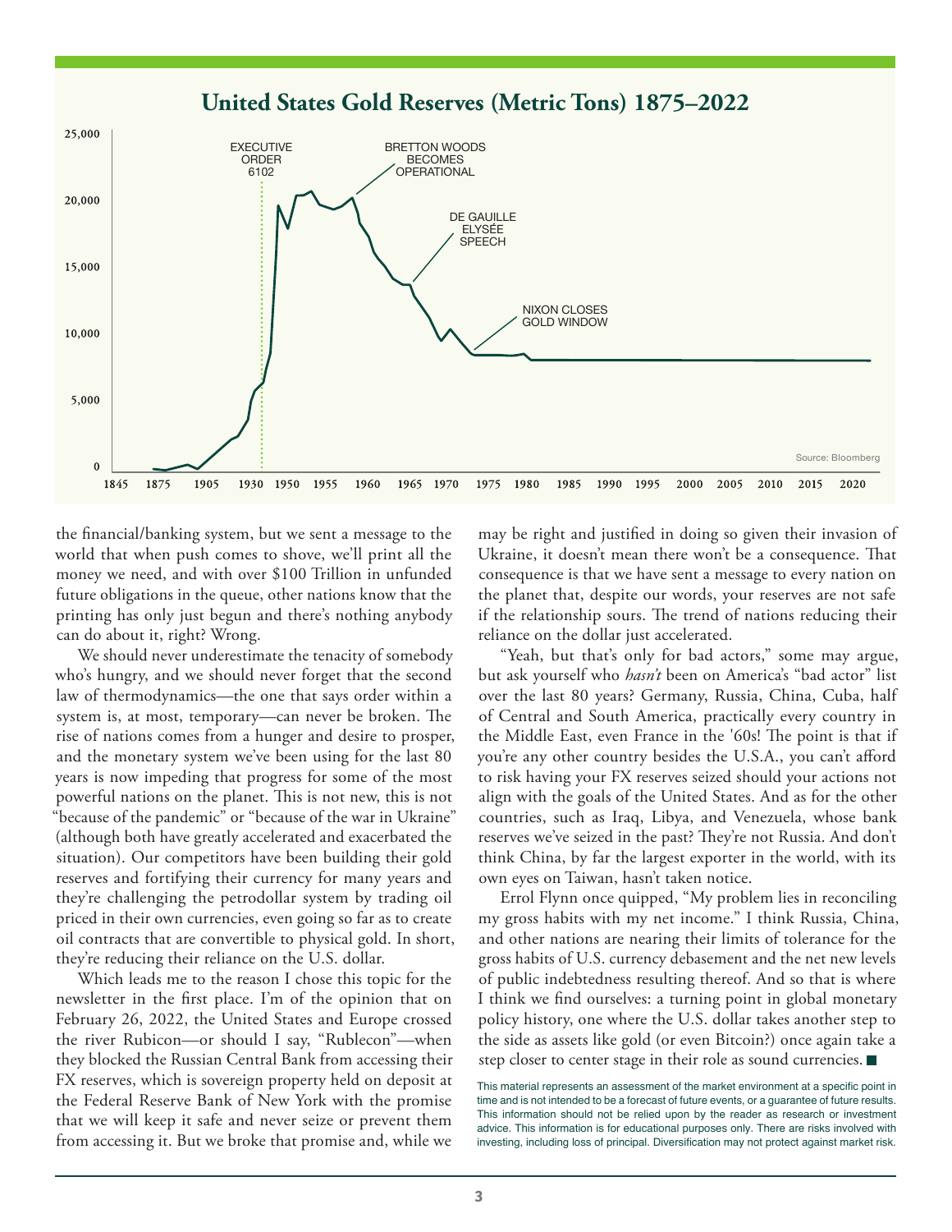## United States Gold Reserves (Metric Tons) 1875–2022

25,000
20,000
15,000
10,000
5,000
0

1845 1875 1905 1930 1950 1955 1960 1965 1970 1975 1980 1985 1990 1995 2000 2005 2010 2015 2020

EXECUTIVE ORDER 6102

BRETTON WOODS BECOMES OPERATIONAL

DE GAUILLE ELYSÉE SPEECH

NIXON CLOSES GOLD WINDOW

Source: Bloomberg

the financial/banking system, but we sent a message to the world that when push comes to shove, we'll print all the money we need, and with over $100 Trillion in unfunded future obligations in the queue, other nations know that the printing has only just begun and there's nothing anybody can do about it, right? Wrong.

We should never underestimate the tenacity of somebody who's hungry, and we should never forget that the second law of thermodynamics—the one that says order within a system is, at most, temporary—can never be broken. The rise of nations comes from a hunger and desire to prosper, and the monetary system we've been using for the last 80 years is now impeding that progress for some of the most powerful nations on the planet. This is not new, this is not "because of the pandemic" or "because of the war in Ukraine" (although both have greatly accelerated and exacerbated the situation). Our competitors have been building their gold reserves and fortifying their currency for many years and they're challenging the petrodollar system by trading oil priced in their own currencies, even going so far as to create oil contracts that are convertible to physical gold. In short, they're reducing their reliance on the U.S. dollar.

Which leads me to the reason I chose this topic for the newsletter in the first place. I'm of the opinion that on February 26, 2022, the United States and Europe crossed the river Rubicon—or should I say, "Rublecon"—when they blocked the Russian Central Bank from accessing their FX reserves, which is sovereign property held on deposit at the Federal Reserve Bank of New York with the promise that we will keep it safe and never seize or prevent them from accessing it. But we broke that promise and, while we may be right and justified in doing so given their invasion of Ukraine, it doesn't mean there won't be a consequence. That consequence is that we have sent a message to every nation on the planet that, despite our words, your reserves are not safe if the relationship sours. The trend of nations reducing their reliance on the dollar just accelerated.

"Yeah, but that's only for bad actors," some may argue, but ask yourself who *hasn't* been on America's "bad actor" list over the last 80 years? Germany, Russia, China, Cuba, half of Central and South America, practically every country in the Middle East, even France in the '60s! The point is that if you're any other country besides the U.S.A., you can't afford to risk having your FX reserves seized should your actions not align with the goals of the United States. And as for the other countries, such as Iraq, Libya, and Venezuela, whose bank reserves we've seized in the past? They're not Russia. And don't think China, by far the largest exporter in the world, with its own eyes on Taiwan, hasn't taken notice.

Errol Flynn once quipped, "My problem lies in reconciling my gross habits with my net income." I think Russia, China, and other nations are nearing their limits of tolerance for the gross habits of U.S. currency debasement and the net new levels of public indebtedness resulting thereof. And so that is where I think we find ourselves: a turning point in global monetary policy history, one where the U.S. dollar takes another step to the side as assets like gold (or even Bitcoin?) once again take a step closer to center stage in their role as sound currencies. ■

This material represents an assessment of the market environment at a specific point in time and is not intended to be a forecast of future events, or a guarantee of future results. This information should not be relied upon by the reader as research or investment advice. This information is for educational purposes only. There are risks involved with investing, including loss of principal. Diversification may not protect against market risk.